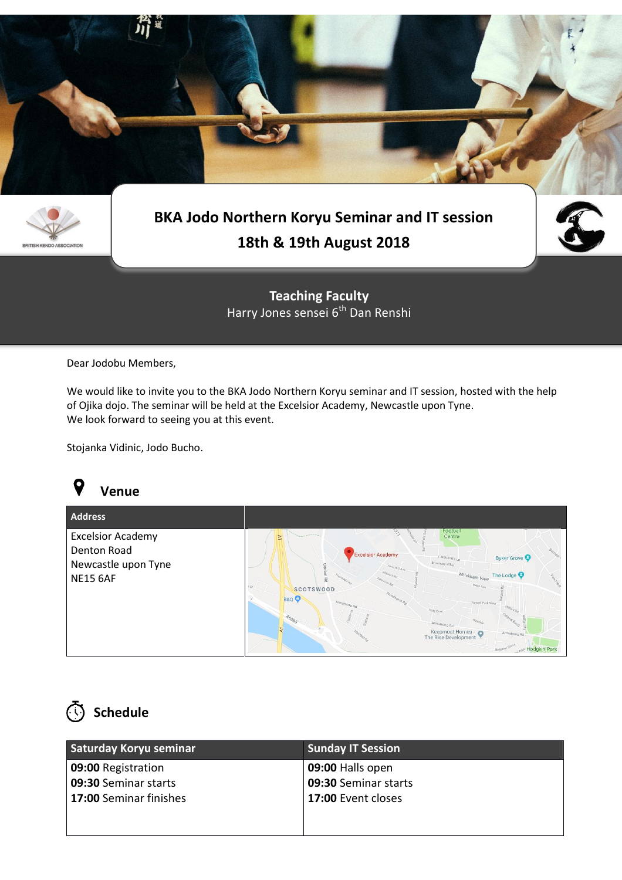# BKA Jodo Northern Koryu Seminar and IT session

## 18th & 19th August 2018

**Teaching Faculty**

Harry Jones sensei 6th Dan Renshi

Dear Jodobu Members,

We would like to invite you to the BKA Jodo Northern Koryu seminar and IT session, hosted with the help of Ojika dojo. The seminar will be held at the Excelsior Academy, Newcastle upon Tyne.
We look forward to seeing you at this event.

Stojanka Vidinic, Jodo Bucho.

## Venue

| Address | |
|---|---|
| Excelsior Academy<br>Denton Road<br>Newcastle upon Tyne<br>NE15 6AF | |

## Schedule

| Saturday Koryu seminar | Sunday IT Session |
|---|---|
| **09:00** Registration<br>**09:30** Seminar starts<br>**17:00** Seminar finishes | **09:00** Halls open<br>**09:30** Seminar starts<br>**17:00** Event closes |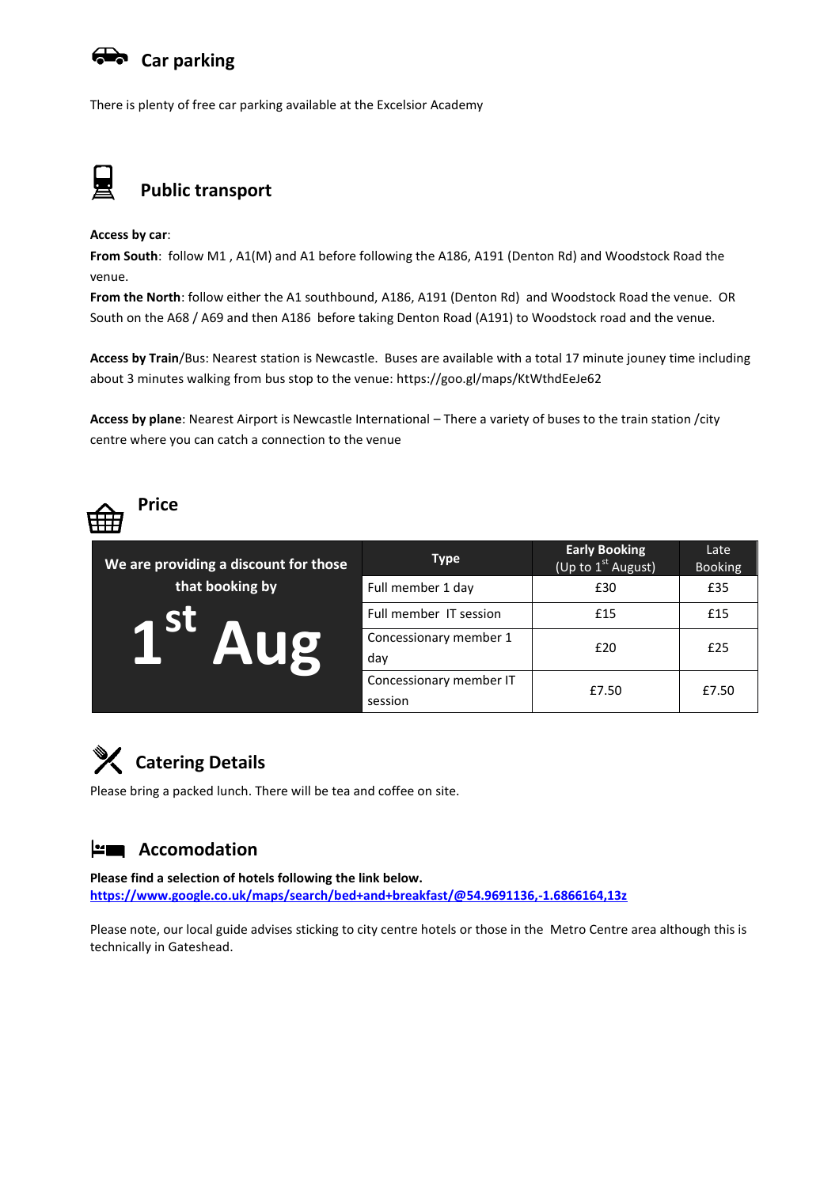## Car parking

There is plenty of free car parking available at the Excelsior Academy

## Public transport

**Access by car**:
**From South**: follow M1 , A1(M) and A1 before following the A186, A191 (Denton Rd) and Woodstock Road the venue.
**From the North**: follow either the A1 southbound, A186, A191 (Denton Rd) and Woodstock Road the venue. OR South on the A68 / A69 and then A186 before taking Denton Road (A191) to Woodstock road and the venue.

**Access by Train**/Bus: Nearest station is Newcastle. Buses are available with a total 17 minute jouney time including about 3 minutes walking from bus stop to the venue: https://goo.gl/maps/KtWthdEeJe62

**Access by plane**: Nearest Airport is Newcastle International – There a variety of buses to the train station /city centre where you can catch a connection to the venue

## Price

| We are providing a discount for those that booking by 1st Aug | Type | Early Booking (Up to 1st August) | Late Booking |
|---|---|---|---|
| | Full member 1 day | £30 | £35 |
| | Full member IT session | £15 | £15 |
| | Concessionary member 1 day | £20 | £25 |
| | Concessionary member IT session | £7.50 | £7.50 |

## Catering Details

Please bring a packed lunch. There will be tea and coffee on site.

## Accomodation

**Please find a selection of hotels following the link below.**
**https://www.google.co.uk/maps/search/bed+and+breakfast/@54.9691136,-1.6866164,13z**

Please note, our local guide advises sticking to city centre hotels or those in the Metro Centre area although this is technically in Gateshead.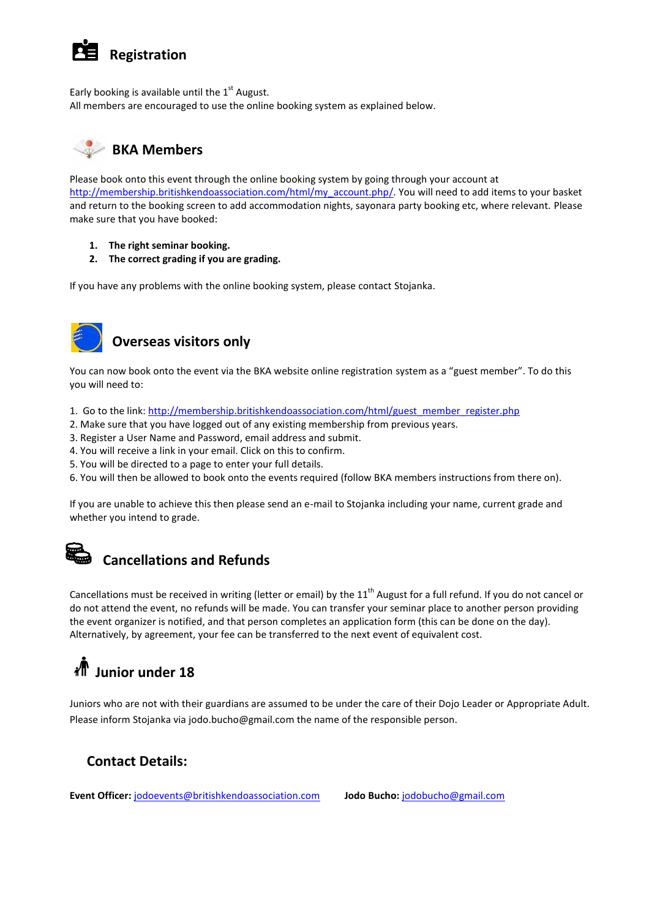## Registration

Early booking is available until the 1st August.
All members are encouraged to use the online booking system as explained below.

## BKA Members

Please book onto this event through the online booking system by going through your account at http://membership.britishkendoassociation.com/html/my_account.php/. You will need to add items to your basket and return to the booking screen to add accommodation nights, sayonara party booking etc, where relevant. Please make sure that you have booked:

1. **The right seminar booking.**
2. **The correct grading if you are grading.**

If you have any problems with the online booking system, please contact Stojanka.

## Overseas visitors only

You can now book onto the event via the BKA website online registration system as a "guest member". To do this you will need to:

1. Go to the link: http://membership.britishkendoassociation.com/html/guest_member_register.php
2. Make sure that you have logged out of any existing membership from previous years.
3. Register a User Name and Password, email address and submit.
4. You will receive a link in your email. Click on this to confirm.
5. You will be directed to a page to enter your full details.
6. You will then be allowed to book onto the events required (follow BKA members instructions from there on).

If you are unable to achieve this then please send an e-mail to Stojanka including your name, current grade and whether you intend to grade.

## Cancellations and Refunds

Cancellations must be received in writing (letter or email) by the 11th August for a full refund. If you do not cancel or do not attend the event, no refunds will be made. You can transfer your seminar place to another person providing the event organizer is notified, and that person completes an application form (this can be done on the day). Alternatively, by agreement, your fee can be transferred to the next event of equivalent cost.

## Junior under 18

Juniors who are not with their guardians are assumed to be under the care of their Dojo Leader or Appropriate Adult. Please inform Stojanka via jodo.bucho@gmail.com the name of the responsible person.

## Contact Details:

**Event Officer:** jodoevents@britishkendoassociation.com **Jodo Bucho:** jodobucho@gmail.com